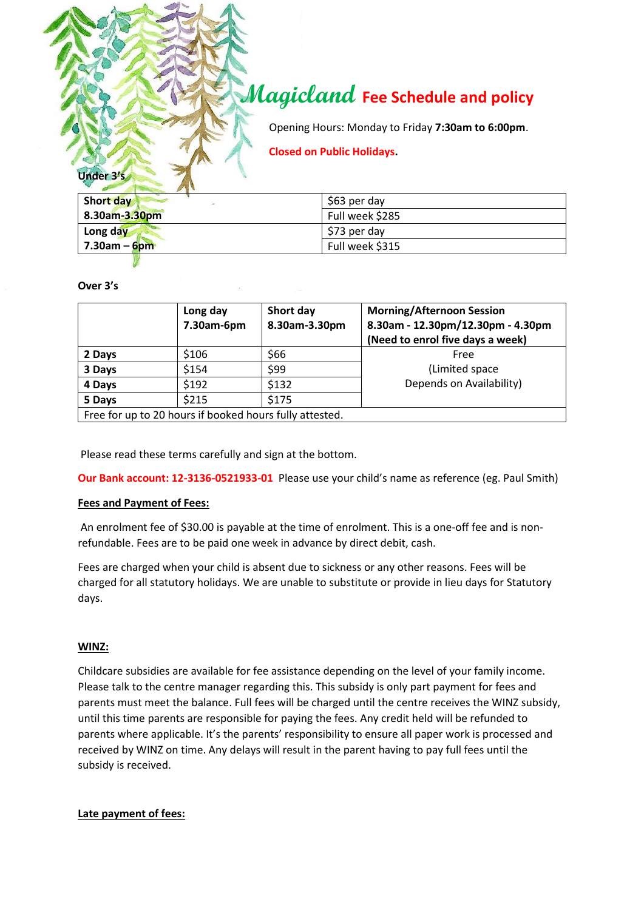# Magicland Fee Schedule and policy

Opening Hours: Monday to Friday **7:30am to 6:00pm**.

**Closed on Public Holidays.**

**Under 3's**

| | |
|---|---|
| **Short day** | $63 per day |
| **8.30am-3.30pm** | Full week $285 |
| **Long day** | $73 per day |
| **7.30am – 6pm** | Full week $315 |

**Over 3's**

| | **Long day 7.30am-6pm** | **Short day 8.30am-3.30pm** | **Morning/Afternoon Session 8.30am - 12.30pm/12.30pm - 4.30pm (Need to enrol five days a week)** |
|---|---|---|---|
| **2 Days** | $106 | $66 | Free (Limited space Depends on Availability) |
| **3 Days** | $154 | $99 | |
| **4 Days** | $192 | $132 | |
| **5 Days** | $215 | $175 | |
| Free for up to 20 hours if booked hours fully attested. | | | |

Please read these terms carefully and sign at the bottom.

**Our Bank account: 12-3136-0521933-01** Please use your child's name as reference (eg. Paul Smith)

## Fees and Payment of Fees:

An enrolment fee of $30.00 is payable at the time of enrolment. This is a one-off fee and is non-refundable. Fees are to be paid one week in advance by direct debit, cash.

Fees are charged when your child is absent due to sickness or any other reasons. Fees will be charged for all statutory holidays. We are unable to substitute or provide in lieu days for Statutory days.

## WINZ:

Childcare subsidies are available for fee assistance depending on the level of your family income. Please talk to the centre manager regarding this. This subsidy is only part payment for fees and parents must meet the balance. Full fees will be charged until the centre receives the WINZ subsidy, until this time parents are responsible for paying the fees. Any credit held will be refunded to parents where applicable. It's the parents' responsibility to ensure all paper work is processed and received by WINZ on time. Any delays will result in the parent having to pay full fees until the subsidy is received.

## Late payment of fees: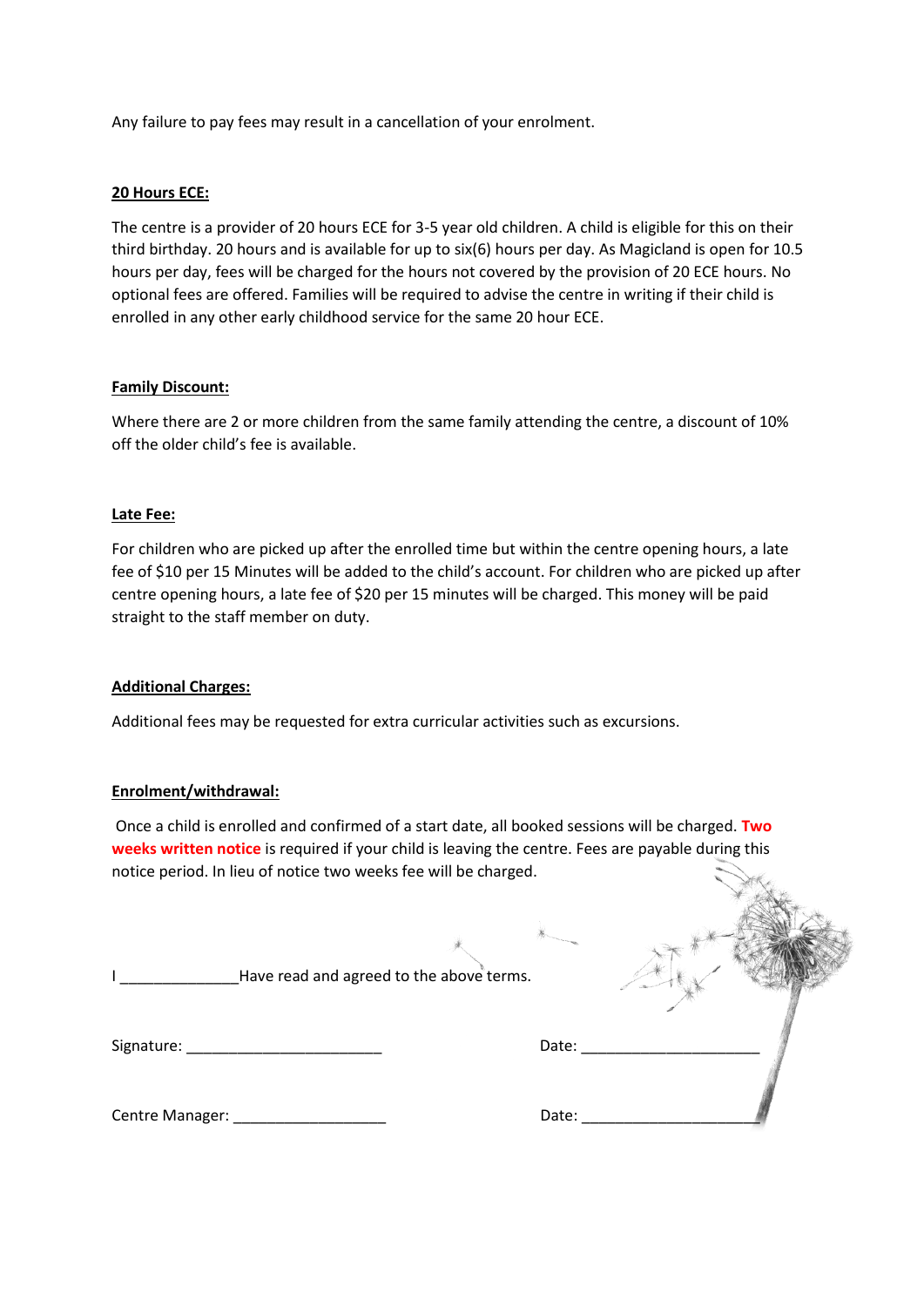Any failure to pay fees may result in a cancellation of your enrolment.

**20 Hours ECE:**

The centre is a provider of 20 hours ECE for 3-5 year old children. A child is eligible for this on their third birthday. 20 hours and is available for up to six(6) hours per day. As Magicland is open for 10.5 hours per day, fees will be charged for the hours not covered by the provision of 20 ECE hours. No optional fees are offered. Families will be required to advise the centre in writing if their child is enrolled in any other early childhood service for the same 20 hour ECE.

**Family Discount:**

Where there are 2 or more children from the same family attending the centre, a discount of 10% off the older child's fee is available.

**Late Fee:**

For children who are picked up after the enrolled time but within the centre opening hours, a late fee of $10 per 15 Minutes will be added to the child's account. For children who are picked up after centre opening hours, a late fee of $20 per 15 minutes will be charged. This money will be paid straight to the staff member on duty.

**Additional Charges:**

Additional fees may be requested for extra curricular activities such as excursions.

**Enrolment/withdrawal:**

Once a child is enrolled and confirmed of a start date, all booked sessions will be charged. **Two weeks written notice** is required if your child is leaving the centre. Fees are payable during this notice period. In lieu of notice two weeks fee will be charged.

I ______________Have read and agreed to the above terms.

Signature: ________________________ Date: ______________________

Centre Manager: ___________________ Date: ______________________